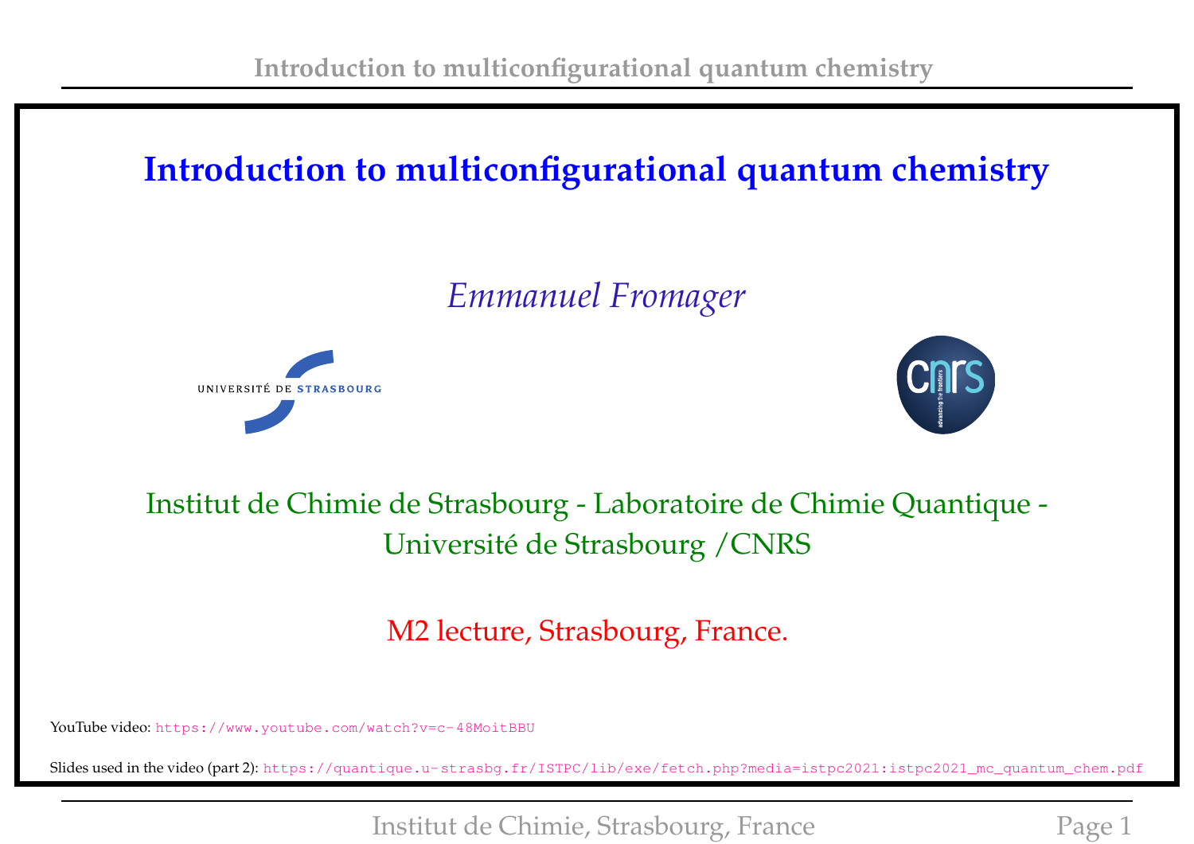# Introduction to multiconfigurational quantum chemistry

*Emmanuel Fromager*

Institut de Chimie de Strasbourg - Laboratoire de Chimie Quantique - Université de Strasbourg /CNRS

M2 lecture, Strasbourg, France.

YouTube video: https://www.youtube.com/watch?v=c-48MoitBBU

Slides used in the video (part 2): https://quantique.u-strasbg.fr/ISTPC/lib/exe/fetch.php?media=istpc2021:istpc2021_mc_quantum_chem.pdf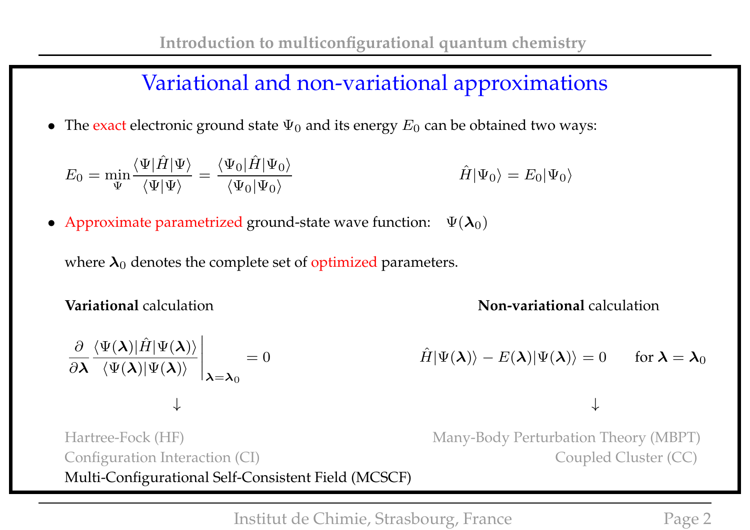## Variational and non-variational approximations

- The exact electronic ground state $\Psi_0$ and its energy $E_0$ can be obtained two ways:

$$E_0 = \min_{\Psi} \frac{\langle \Psi | \hat{H} | \Psi \rangle}{\langle \Psi | \Psi \rangle} = \frac{\langle \Psi_0 | \hat{H} | \Psi_0 \rangle}{\langle \Psi_0 | \Psi_0 \rangle}$$

$$\hat{H} | \Psi_0 \rangle = E_0 | \Psi_0 \rangle$$

- Approximate parametrized ground-state wave function: $\Psi(\boldsymbol{\lambda}_0)$

  where $\boldsymbol{\lambda}_0$ denotes the complete set of optimized parameters.

**Variational** calculation

$$\left. \frac{\partial}{\partial \boldsymbol{\lambda}} \frac{\langle \Psi(\boldsymbol{\lambda}) | \hat{H} | \Psi(\boldsymbol{\lambda}) \rangle}{\langle \Psi(\boldsymbol{\lambda}) | \Psi(\boldsymbol{\lambda}) \rangle} \right|_{\boldsymbol{\lambda} = \boldsymbol{\lambda}_0} = 0$$

$\downarrow$

Hartree-Fock (HF)
Configuration Interaction (CI)
Multi-Configurational Self-Consistent Field (MCSCF)

**Non-variational** calculation

$$\hat{H} | \Psi(\boldsymbol{\lambda}) \rangle - E(\boldsymbol{\lambda}) | \Psi(\boldsymbol{\lambda}) \rangle = 0 \qquad \text{for } \boldsymbol{\lambda} = \boldsymbol{\lambda}_0$$

$\downarrow$

Many-Body Perturbation Theory (MBPT)
Coupled Cluster (CC)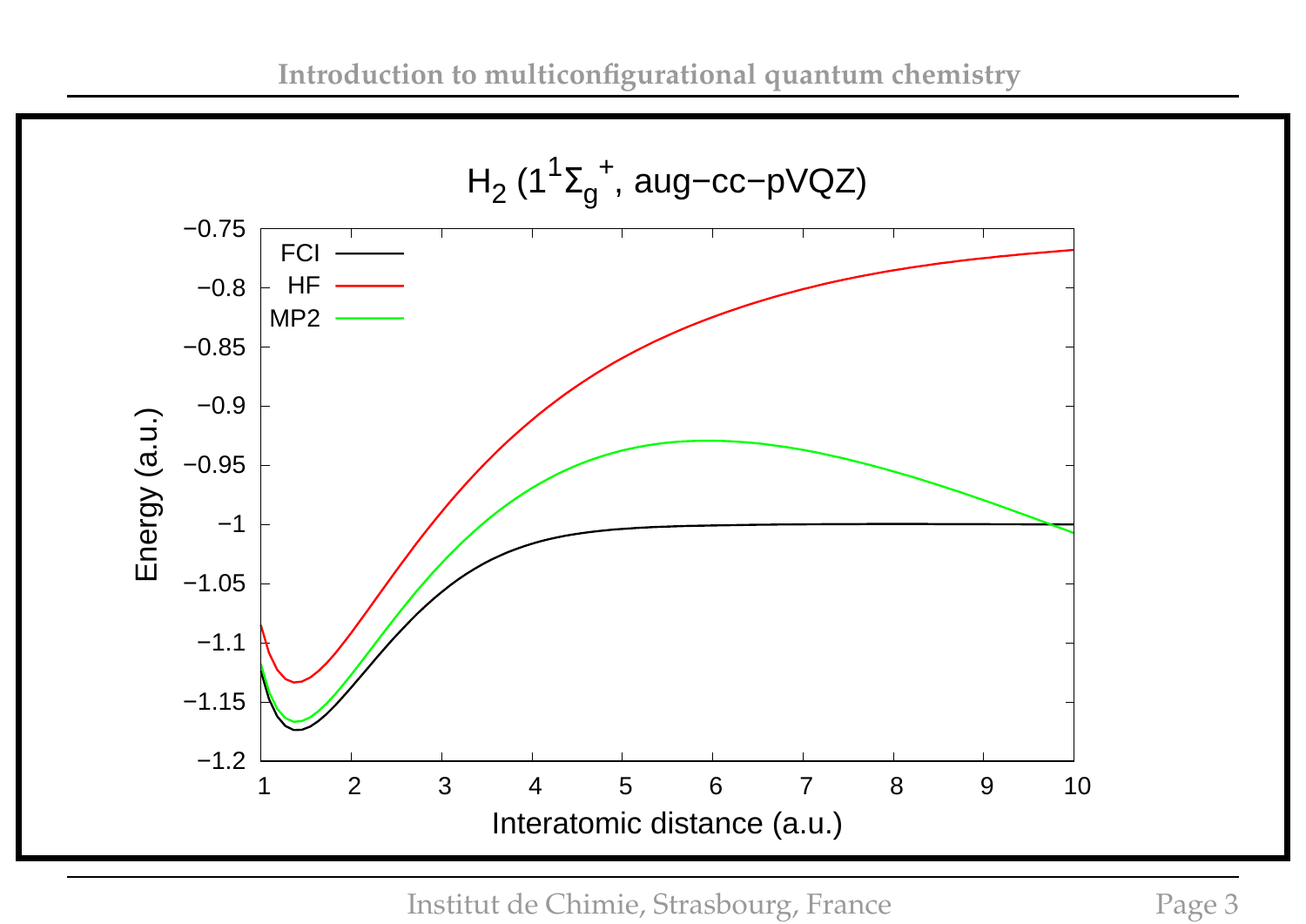$H_2$ ($1^1\Sigma_g^+$, aug−cc−pVQZ)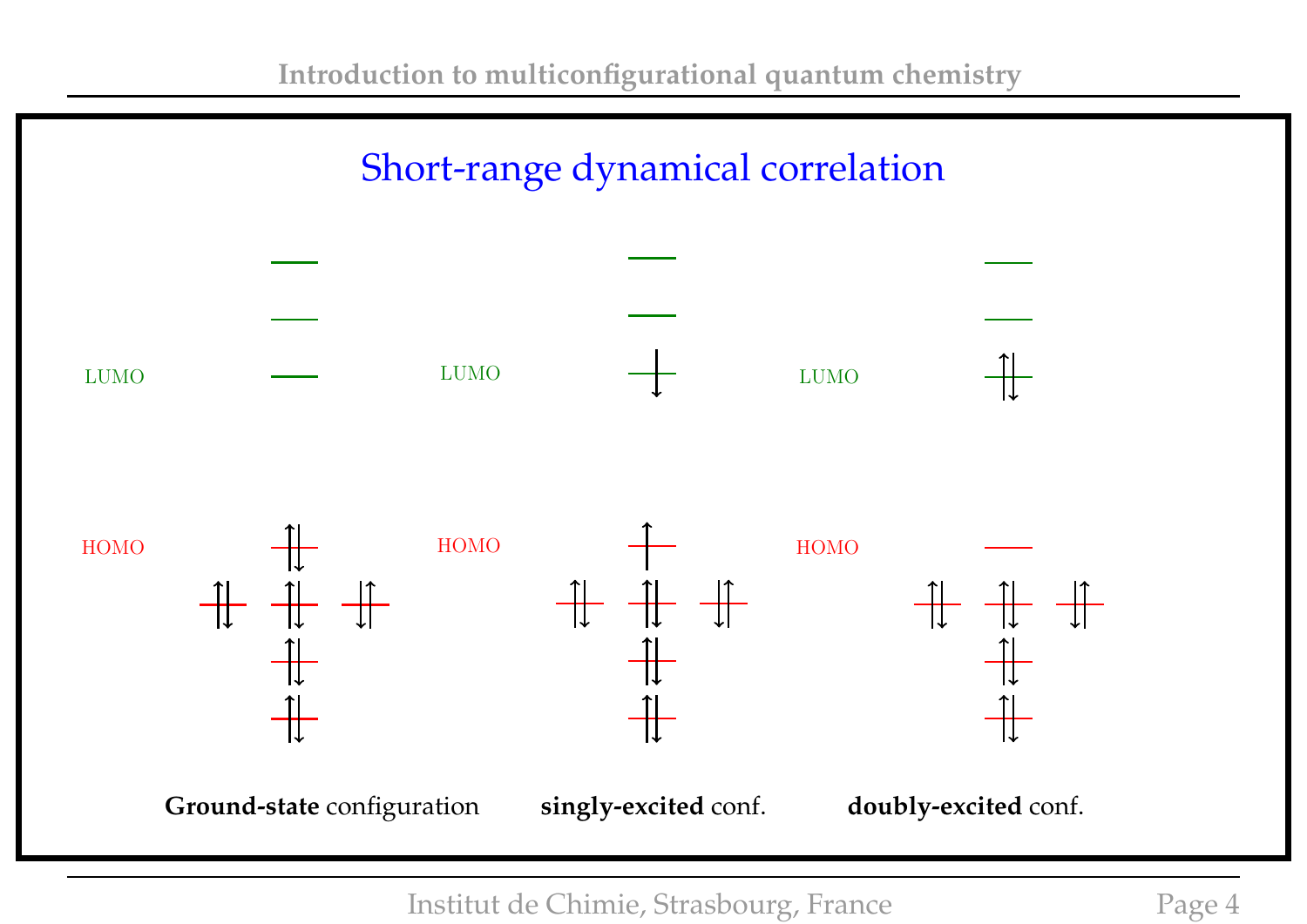# Short-range dynamical correlation

LUMO

HOMO

LUMO

HOMO

LUMO

HOMO

**Ground-state** configuration **singly-excited** conf. **doubly-excited** conf.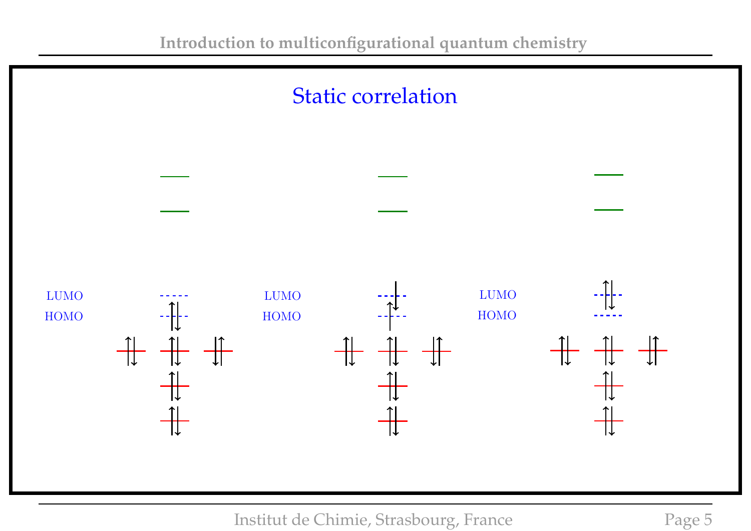# Static correlation

LUMO

HOMO

LUMO

HOMO

LUMO

HOMO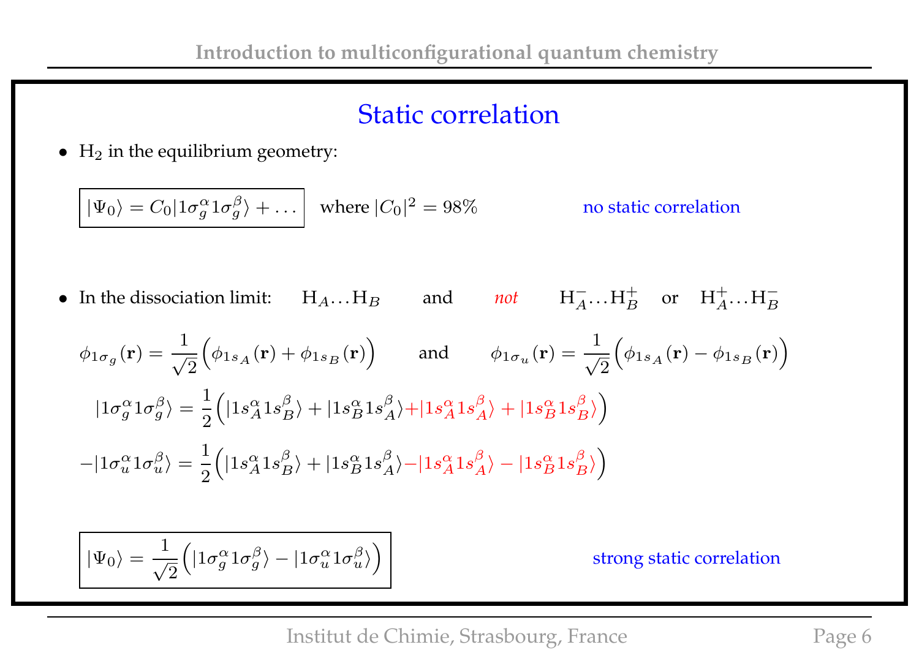# Static correlation

- $H_2$ in the equilibrium geometry:

$$\boxed{|\Psi_0\rangle = C_0|1\sigma_g^\alpha 1\sigma_g^\beta\rangle + \ldots} \quad \text{where } |C_0|^2 = 98\%$$

no static correlation

- In the dissociation limit: $H_A \ldots H_B$ and *not* $H_A^- \ldots H_B^+$ or $H_A^+ \ldots H_B^-$

$$\phi_{1\sigma_g}(\mathbf{r}) = \frac{1}{\sqrt{2}}\Big(\phi_{1s_A}(\mathbf{r}) + \phi_{1s_B}(\mathbf{r})\Big) \qquad \text{and} \qquad \phi_{1\sigma_u}(\mathbf{r}) = \frac{1}{\sqrt{2}}\Big(\phi_{1s_A}(\mathbf{r}) - \phi_{1s_B}(\mathbf{r})\Big)$$

$$|1\sigma_g^\alpha 1\sigma_g^\beta\rangle = \frac{1}{2}\Big(|1s_A^\alpha 1s_B^\beta\rangle + |1s_B^\alpha 1s_A^\beta\rangle + |1s_A^\alpha 1s_A^\beta\rangle + |1s_B^\alpha 1s_B^\beta\rangle\Big)$$

$$-|1\sigma_u^\alpha 1\sigma_u^\beta\rangle = \frac{1}{2}\Big(|1s_A^\alpha 1s_B^\beta\rangle + |1s_B^\alpha 1s_A^\beta\rangle - |1s_A^\alpha 1s_A^\beta\rangle - |1s_B^\alpha 1s_B^\beta\rangle\Big)$$

$$\boxed{|\Psi_0\rangle = \frac{1}{\sqrt{2}}\Big(|1\sigma_g^\alpha 1\sigma_g^\beta\rangle - |1\sigma_u^\alpha 1\sigma_u^\beta\rangle\Big)}$$

strong static correlation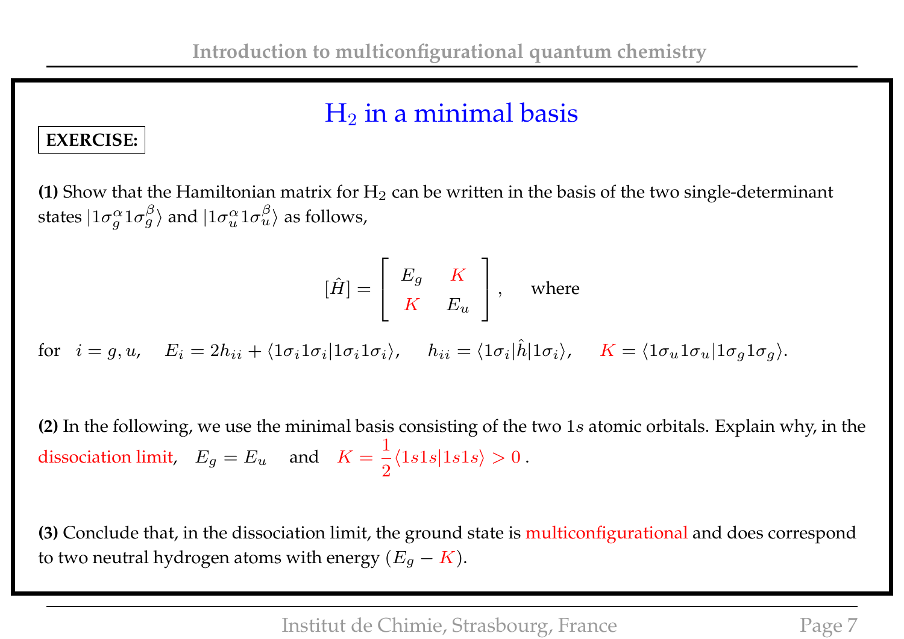## $H_2$ in a minimal basis

**EXERCISE:**

**(1)** Show that the Hamiltonian matrix for $H_2$ can be written in the basis of the two single-determinant states $|1\sigma_g^\alpha 1\sigma_g^\beta\rangle$ and $|1\sigma_u^\alpha 1\sigma_u^\beta\rangle$ as follows,

$$[\hat{H}] = \begin{bmatrix} E_g & K \\ K & E_u \end{bmatrix}, \quad \text{where}$$

for $\quad i = g, u, \quad E_i = 2h_{ii} + \langle 1\sigma_i 1\sigma_i | 1\sigma_i 1\sigma_i \rangle, \quad h_{ii} = \langle 1\sigma_i | \hat{h} | 1\sigma_i \rangle, \quad K = \langle 1\sigma_u 1\sigma_u | 1\sigma_g 1\sigma_g \rangle.$

**(2)** In the following, we use the minimal basis consisting of the two $1s$ atomic orbitals. Explain why, in the dissociation limit, $\quad E_g = E_u \quad$ and $\quad K = \dfrac{1}{2}\langle 1s1s|1s1s\rangle > 0$ .

**(3)** Conclude that, in the dissociation limit, the ground state is multiconfigurational and does correspond to two neutral hydrogen atoms with energy $(E_g - K)$.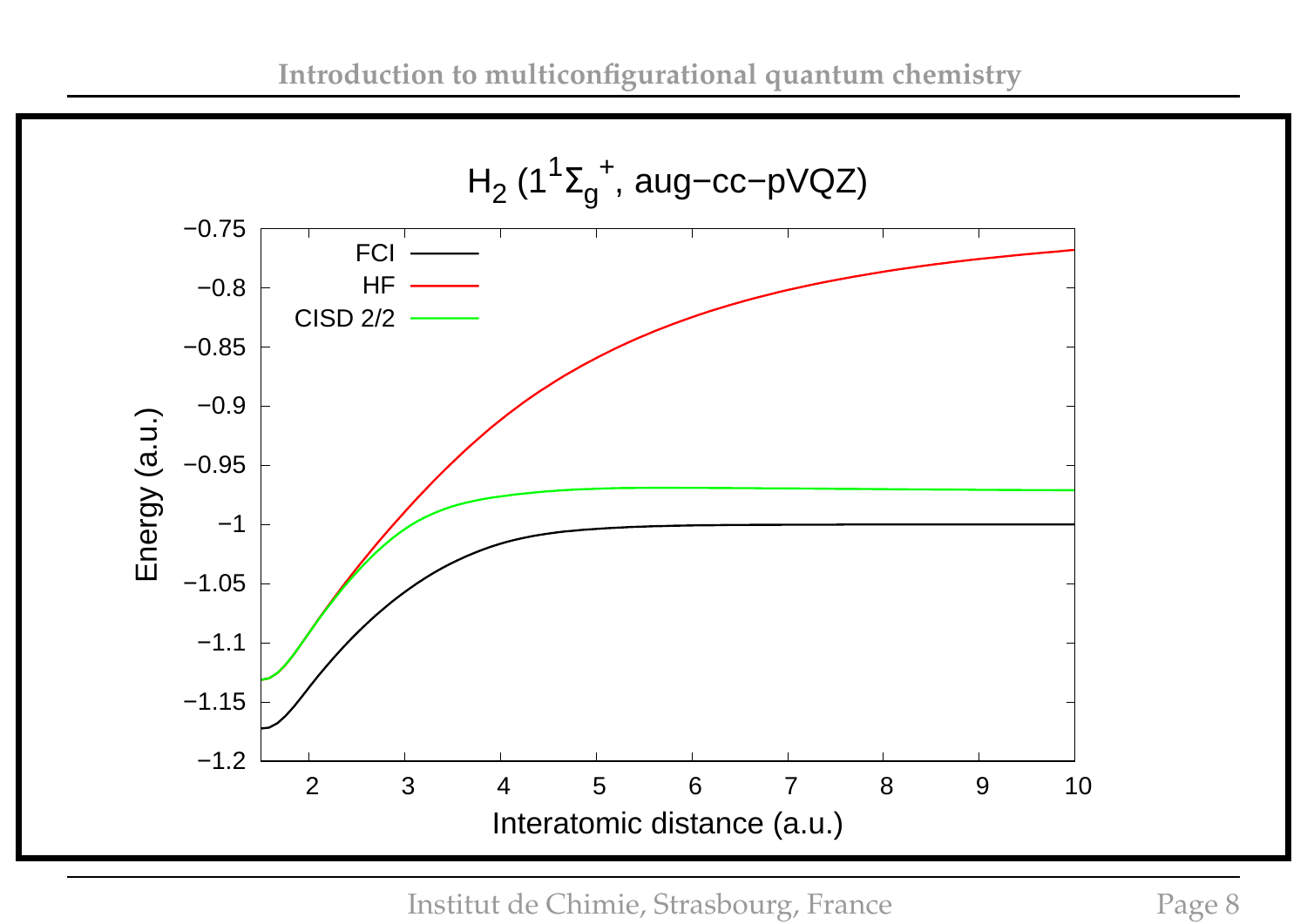$H_2$ ($1^1\Sigma_g^+$, aug−cc−pVQZ)

Energy (a.u.) versus Interatomic distance (a.u.)

- FCI
- HF
- CISD 2/2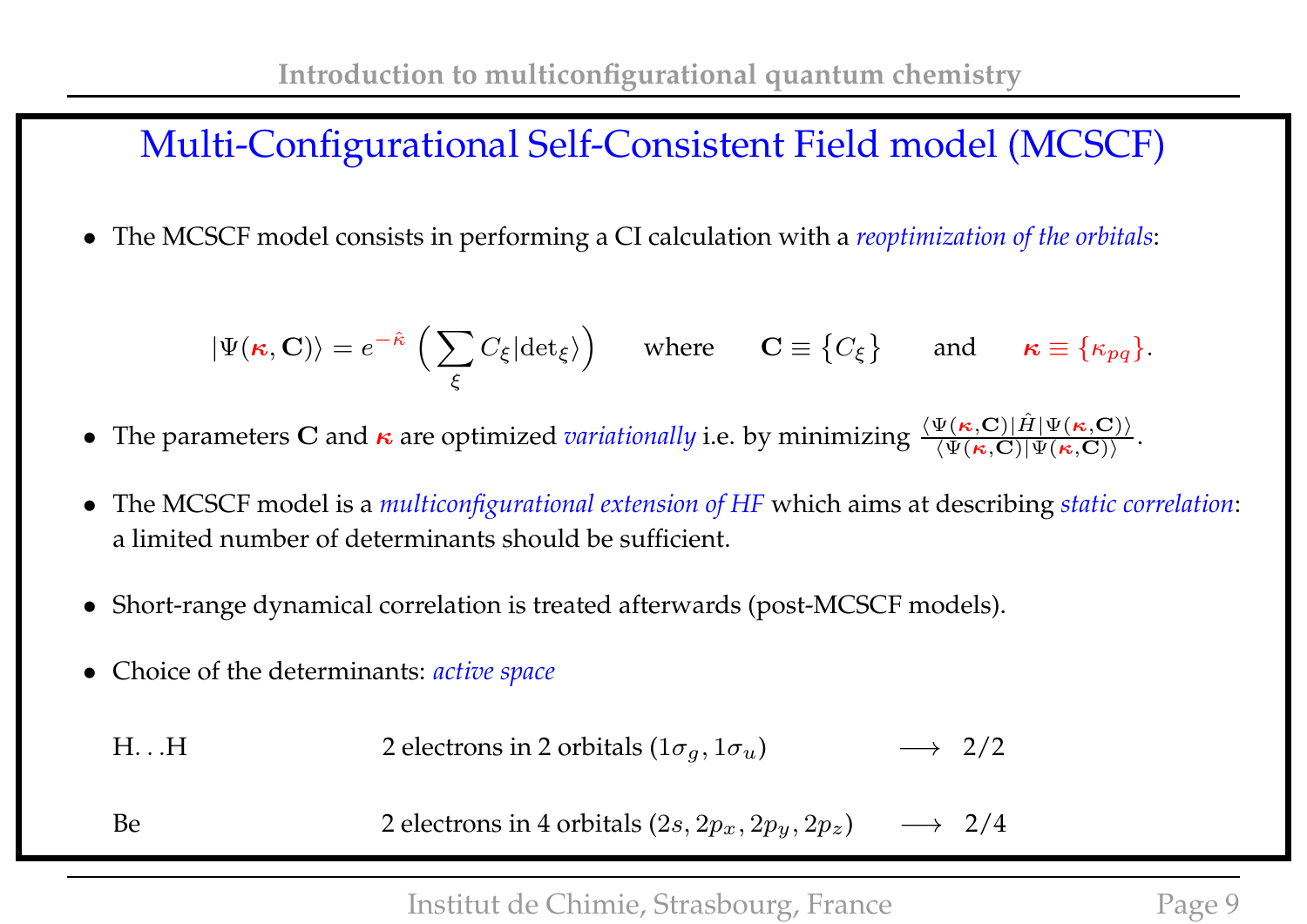# Multi-Configurational Self-Consistent Field model (MCSCF)

- The MCSCF model consists in performing a CI calculation with a *reoptimization of the orbitals*:

$$|\Psi(\boldsymbol{\kappa}, \mathbf{C})\rangle = e^{-\hat{\kappa}} \left( \sum_{\xi} C_\xi |\mathrm{det}_\xi\rangle \right) \quad \text{where} \quad \mathbf{C} \equiv \{C_\xi\} \quad \text{and} \quad \boldsymbol{\kappa} \equiv \{\kappa_{pq}\}.$$

- The parameters $\mathbf{C}$ and $\boldsymbol{\kappa}$ are optimized *variationally* i.e. by minimizing $\frac{\langle \Psi(\boldsymbol{\kappa},\mathbf{C})|\hat{H}|\Psi(\boldsymbol{\kappa},\mathbf{C})\rangle}{\langle \Psi(\boldsymbol{\kappa},\mathbf{C})|\Psi(\boldsymbol{\kappa},\mathbf{C})\rangle}$.

- The MCSCF model is a *multiconfigurational extension of HF* which aims at describing *static correlation*: a limited number of determinants should be sufficient.

- Short-range dynamical correlation is treated afterwards (post-MCSCF models).

- Choice of the determinants: *active space*

| | | |
|---|---|---|
| H. . .H | 2 electrons in 2 orbitals $(1\sigma_g, 1\sigma_u)$ | $\longrightarrow$ 2/2 |
| Be | 2 electrons in 4 orbitals $(2s, 2p_x, 2p_y, 2p_z)$ | $\longrightarrow$ 2/4 |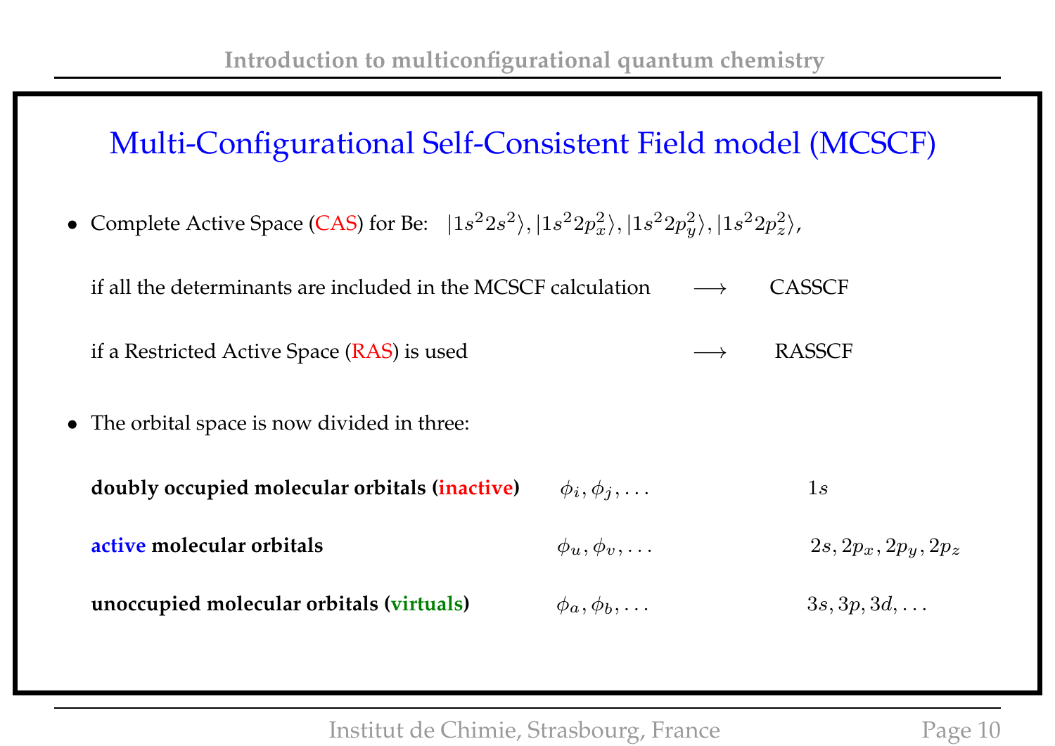## Multi-Configurational Self-Consistent Field model (MCSCF)

- Complete Active Space (CAS) for Be: $|1s^2 2s^2\rangle, |1s^2 2p_x^2\rangle, |1s^2 2p_y^2\rangle, |1s^2 2p_z^2\rangle,$

  if all the determinants are included in the MCSCF calculation $\longrightarrow$ CASSCF

  if a Restricted Active Space (RAS) is used $\longrightarrow$ RASSCF

- The orbital space is now divided in three:

| | | |
|---|---|---|
| **doubly occupied molecular orbitals (inactive)** | $\phi_i, \phi_j, \ldots$ | $1s$ |
| **active molecular orbitals** | $\phi_u, \phi_v, \ldots$ | $2s, 2p_x, 2p_y, 2p_z$ |
| **unoccupied molecular orbitals (virtuals)** | $\phi_a, \phi_b, \ldots$ | $3s, 3p, 3d, \ldots$ |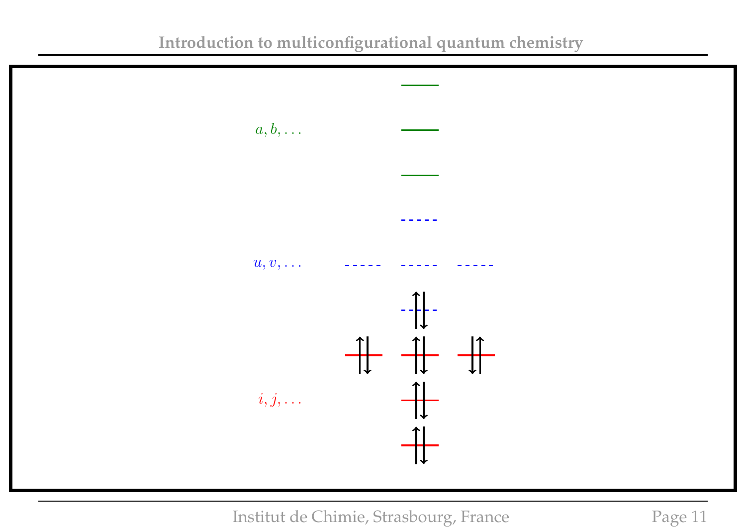$a, b, \ldots$

$u, v, \ldots$

$i, j, \ldots$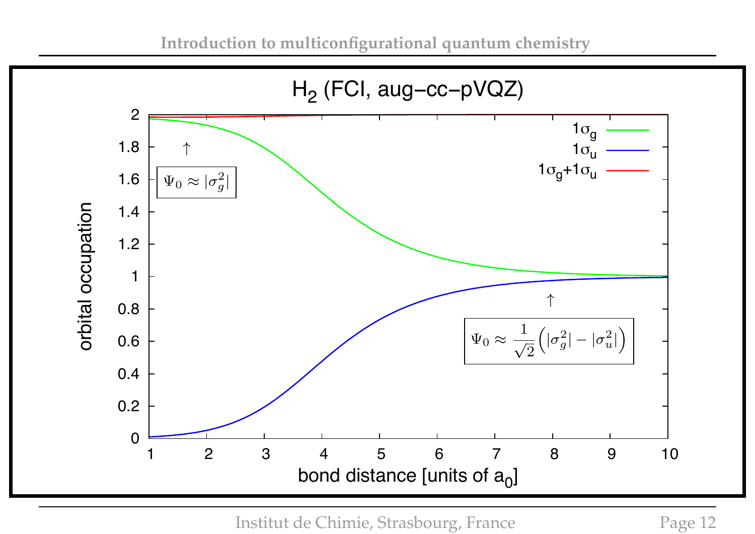## $H_2$ (FCI, aug-cc-pVQZ)

orbital occupation vs. bond distance [units of $a_0$]

Legend: $1\sigma_g$, $1\sigma_u$, $1\sigma_g + 1\sigma_u$

$$\Psi_0 \approx |\sigma_g^2|$$

$$\Psi_0 \approx \frac{1}{\sqrt{2}}\Big(|\sigma_g^2| - |\sigma_u^2|\Big)$$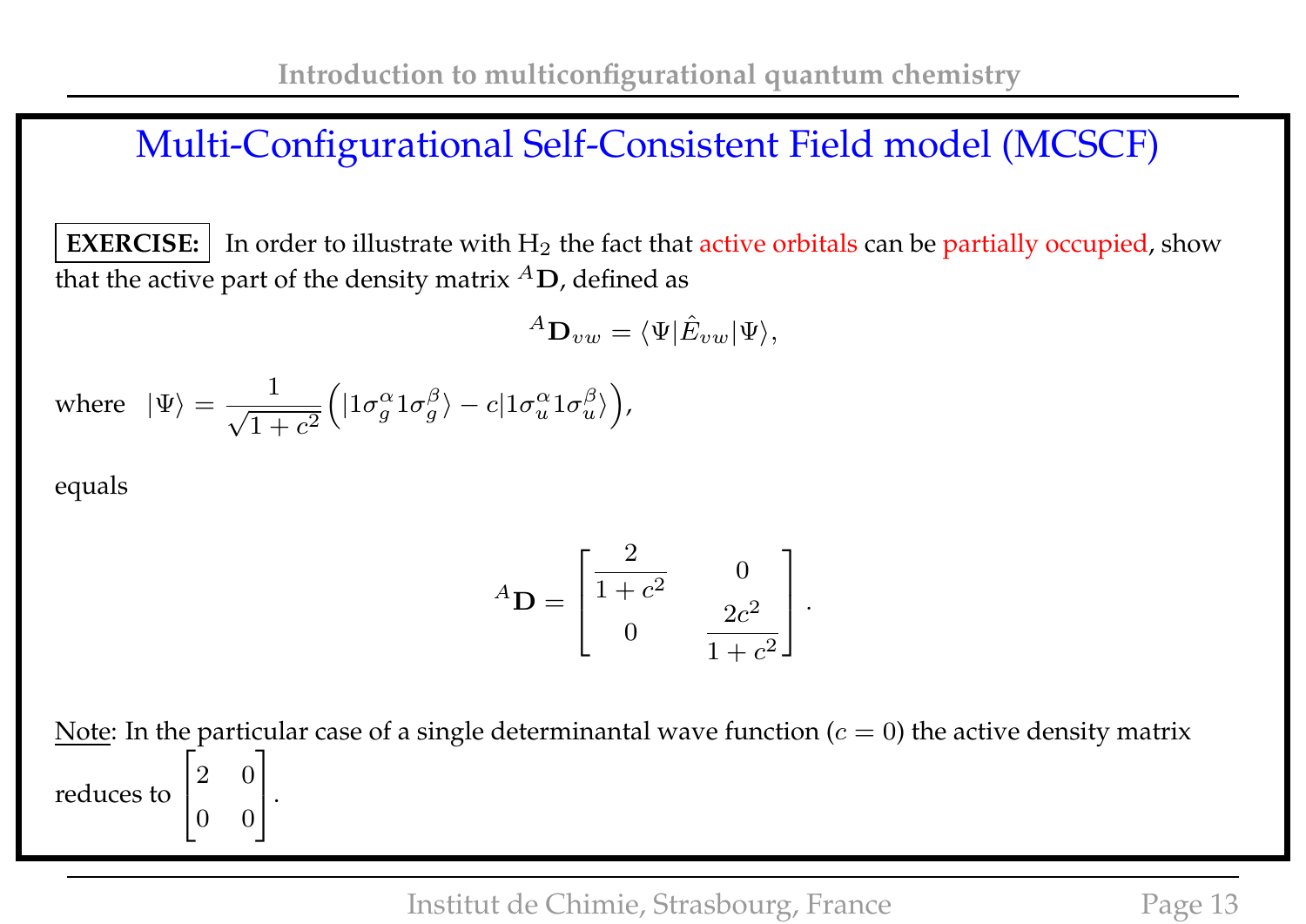# Multi-Configurational Self-Consistent Field model (MCSCF)

**EXERCISE:** In order to illustrate with $H_2$ the fact that active orbitals can be partially occupied, show that the active part of the density matrix ${}^{A}\mathbf{D}$, defined as

$$ {}^{A}\mathbf{D}_{vw} = \langle \Psi | \hat{E}_{vw} | \Psi \rangle, $$

where $|\Psi\rangle = \dfrac{1}{\sqrt{1+c^2}} \Big( |1\sigma_g^{\alpha} 1\sigma_g^{\beta}\rangle - c |1\sigma_u^{\alpha} 1\sigma_u^{\beta}\rangle \Big)$,

equals

$$ {}^{A}\mathbf{D} = \begin{bmatrix} \dfrac{2}{1+c^2} & 0 \\ 0 & \dfrac{2c^2}{1+c^2} \end{bmatrix}. $$

Note: In the particular case of a single determinantal wave function ($c = 0$) the active density matrix reduces to $\begin{bmatrix} 2 & 0 \\ 0 & 0 \end{bmatrix}$.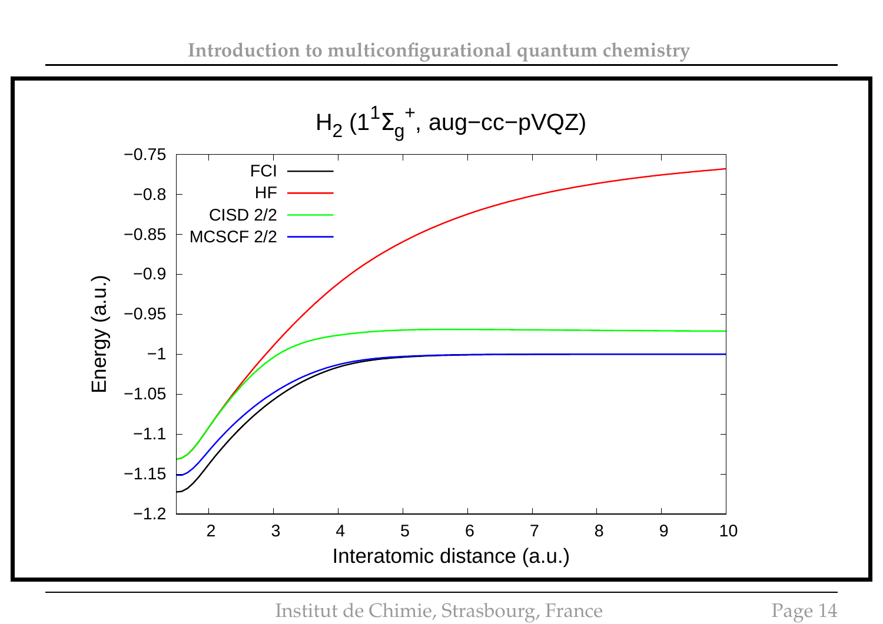$H_2$ ($1^1\Sigma_g^+$, aug−cc−pVQZ)

Legend: FCI, HF, CISD 2/2, MCSCF 2/2

Energy (a.u.)

Interatomic distance (a.u.)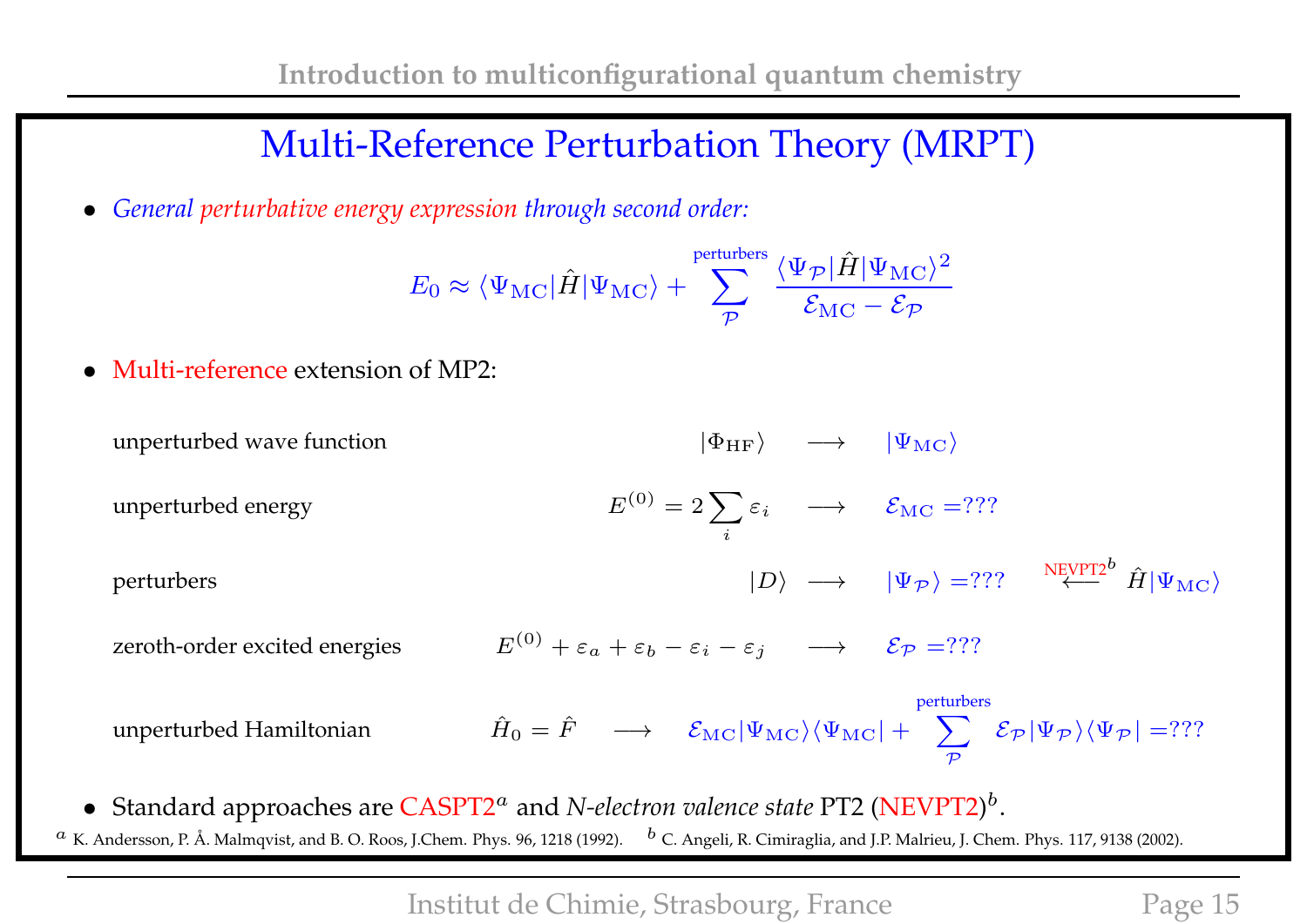# Multi-Reference Perturbation Theory (MRPT)

- *General perturbative energy expression through second order:*

$$E_0 \approx \langle \Psi_{\mathrm{MC}}|\hat{H}|\Psi_{\mathrm{MC}}\rangle + \sum_{\mathcal{P}}^{\text{perturbers}} \frac{\langle \Psi_{\mathcal{P}}|\hat{H}|\Psi_{\mathrm{MC}}\rangle^2}{\mathcal{E}_{\mathrm{MC}} - \mathcal{E}_{\mathcal{P}}}$$

- Multi-reference extension of MP2:

| | | | | |
|---|---|---|---|---|
| unperturbed wave function | $\lvert\Phi_{\mathrm{HF}}\rangle$ | $\longrightarrow$ | $\lvert\Psi_{\mathrm{MC}}\rangle$ | |
| unperturbed energy | $E^{(0)} = 2\sum_i \varepsilon_i$ | $\longrightarrow$ | $\mathcal{E}_{\mathrm{MC}} = ???$ | |
| perturbers | $\lvert D\rangle$ | $\longrightarrow$ | $\lvert\Psi_{\mathcal{P}}\rangle = ???$ | $\overset{\text{NEVPT2}^b}{\longleftarrow} \hat{H}\lvert\Psi_{\mathrm{MC}}\rangle$ |
| zeroth-order excited energies | $E^{(0)} + \varepsilon_a + \varepsilon_b - \varepsilon_i - \varepsilon_j$ | $\longrightarrow$ | $\mathcal{E}_{\mathcal{P}} = ???$ | |
| unperturbed Hamiltonian | $\hat{H}_0 = \hat{F}$ | $\longrightarrow$ | $\mathcal{E}_{\mathrm{MC}}\lvert\Psi_{\mathrm{MC}}\rangle\langle\Psi_{\mathrm{MC}}\rvert + \sum_{\mathcal{P}}^{\text{perturbers}} \mathcal{E}_{\mathcal{P}}\lvert\Psi_{\mathcal{P}}\rangle\langle\Psi_{\mathcal{P}}\rvert = ???$ | |

- Standard approaches are CASPT2[a] and *N-electron valence state* PT2 (NEVPT2)[b].

[a] K. Andersson, P. Å. Malmqvist, and B. O. Roos, J.Chem. Phys. 96, 1218 (1992). [b] C. Angeli, R. Cimiraglia, and J.P. Malrieu, J. Chem. Phys. 117, 9138 (2002).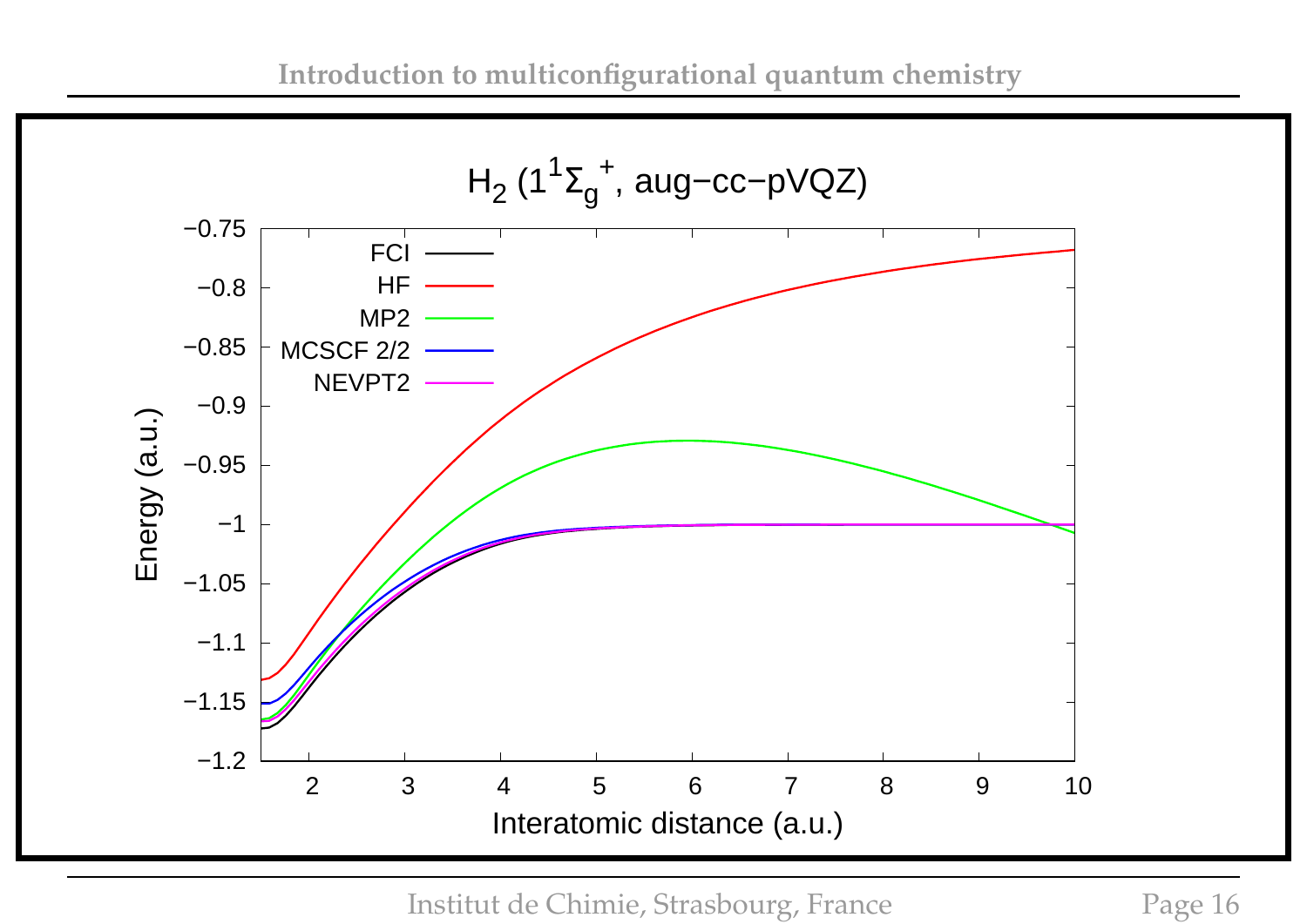## $H_2$ ($1^1\Sigma_g^+$, aug−cc−pVQZ)

| Legend |
| --- |
| FCI |
| HF |
| MP2 |
| MCSCF 2/2 |
| NEVPT2 |

Energy (a.u.)

Interatomic distance (a.u.)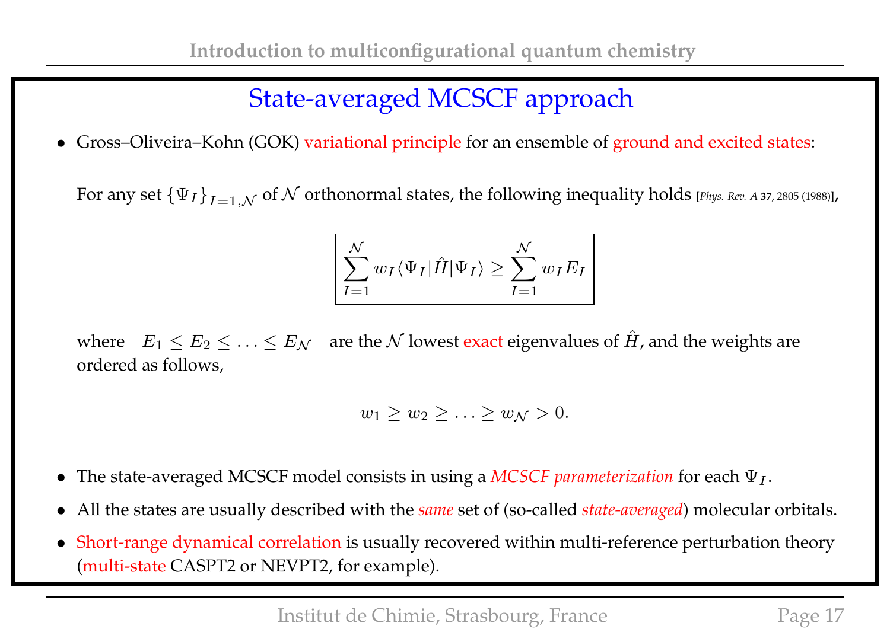# State-averaged MCSCF approach

- Gross–Oliveira–Kohn (GOK) variational principle for an ensemble of ground and excited states:

  For any set $\{\Psi_I\}_{I=1,\mathcal{N}}$ of $\mathcal{N}$ orthonormal states, the following inequality holds [*Phys. Rev. A* **37**, 2805 (1988)],

$$\sum_{I=1}^{\mathcal{N}} w_I \langle \Psi_I | \hat{H} | \Psi_I \rangle \geq \sum_{I=1}^{\mathcal{N}} w_I E_I$$

  where $E_1 \leq E_2 \leq \ldots \leq E_{\mathcal{N}}$ are the $\mathcal{N}$ lowest exact eigenvalues of $\hat{H}$, and the weights are ordered as follows,

$$w_1 \geq w_2 \geq \ldots \geq w_{\mathcal{N}} > 0.$$

- The state-averaged MCSCF model consists in using a *MCSCF parameterization* for each $\Psi_I$.
- All the states are usually described with the *same* set of (so-called *state-averaged*) molecular orbitals.
- Short-range dynamical correlation is usually recovered within multi-reference perturbation theory (multi-state CASPT2 or NEVPT2, for example).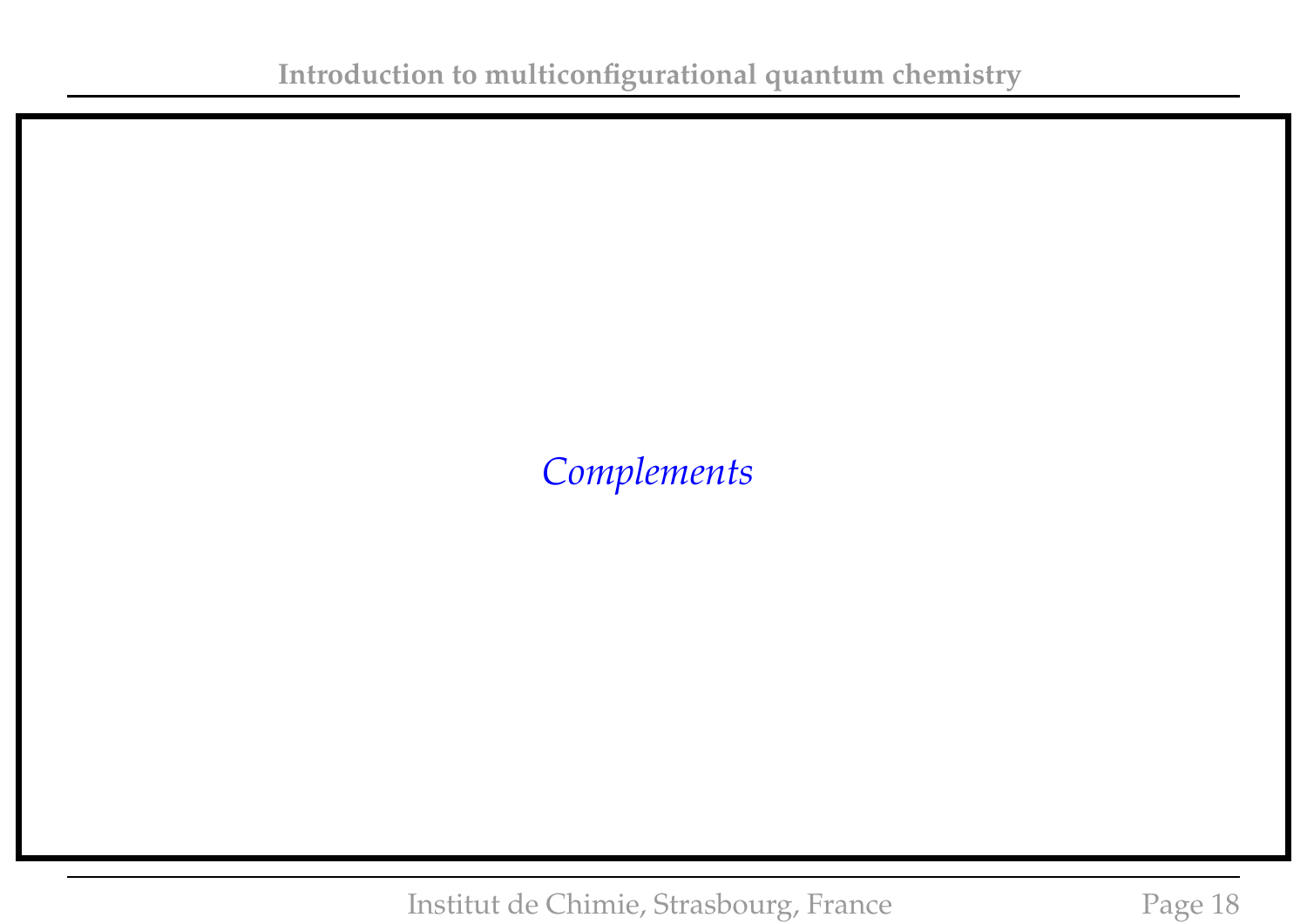*Complements*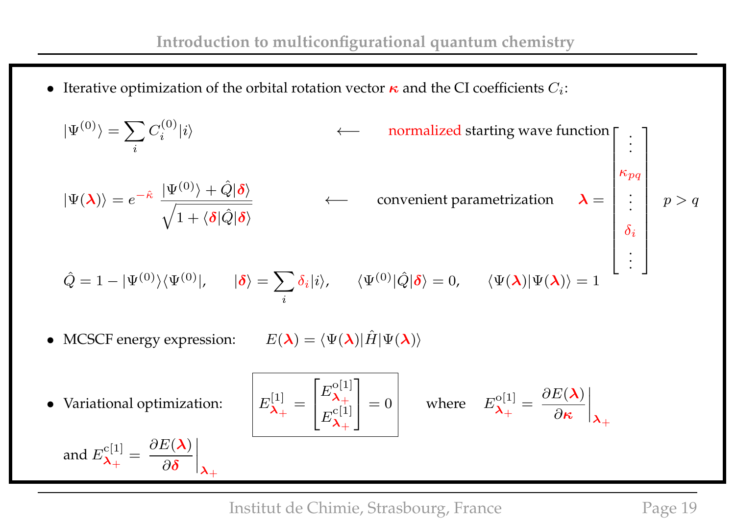- Iterative optimization of the orbital rotation vector $\boldsymbol{\kappa}$ and the CI coefficients $C_i$:

$$|\Psi^{(0)}\rangle = \sum_i C_i^{(0)} |i\rangle \qquad \longleftarrow \qquad \text{normalized starting wave function}$$

$$|\Psi(\boldsymbol{\lambda})\rangle = e^{-\hat{\kappa}} \, \frac{|\Psi^{(0)}\rangle + \hat{Q}|\boldsymbol{\delta}\rangle}{\sqrt{1 + \langle \boldsymbol{\delta}|\hat{Q}|\boldsymbol{\delta}\rangle}} \qquad \longleftarrow \qquad \text{convenient parametrization} \qquad \boldsymbol{\lambda} = \begin{bmatrix} \vdots \\ \kappa_{pq} \\ \vdots \\ \delta_i \\ \vdots \end{bmatrix} \quad p > q$$

$$\hat{Q} = 1 - |\Psi^{(0)}\rangle\langle\Psi^{(0)}|, \qquad |\boldsymbol{\delta}\rangle = \sum_i \delta_i |i\rangle, \qquad \langle \Psi^{(0)}|\hat{Q}|\boldsymbol{\delta}\rangle = 0, \qquad \langle \Psi(\boldsymbol{\lambda})|\Psi(\boldsymbol{\lambda})\rangle = 1$$

- MCSCF energy expression: $\quad E(\boldsymbol{\lambda}) = \langle \Psi(\boldsymbol{\lambda})|\hat{H}|\Psi(\boldsymbol{\lambda})\rangle$

- Variational optimization: $\quad \boxed{E^{[1]}_{\boldsymbol{\lambda}_+} = \begin{bmatrix} E^{\mathrm{o}[1]}_{\boldsymbol{\lambda}_+} \\ E^{\mathrm{c}[1]}_{\boldsymbol{\lambda}_+} \end{bmatrix} = 0}$ $\quad$ where $\quad E^{\mathrm{o}[1]}_{\boldsymbol{\lambda}_+} = \left.\dfrac{\partial E(\boldsymbol{\lambda})}{\partial \boldsymbol{\kappa}}\right|_{\boldsymbol{\lambda}_+}$

and $E^{\mathrm{c}[1]}_{\boldsymbol{\lambda}_+} = \left.\dfrac{\partial E(\boldsymbol{\lambda})}{\partial \boldsymbol{\delta}}\right|_{\boldsymbol{\lambda}_+}$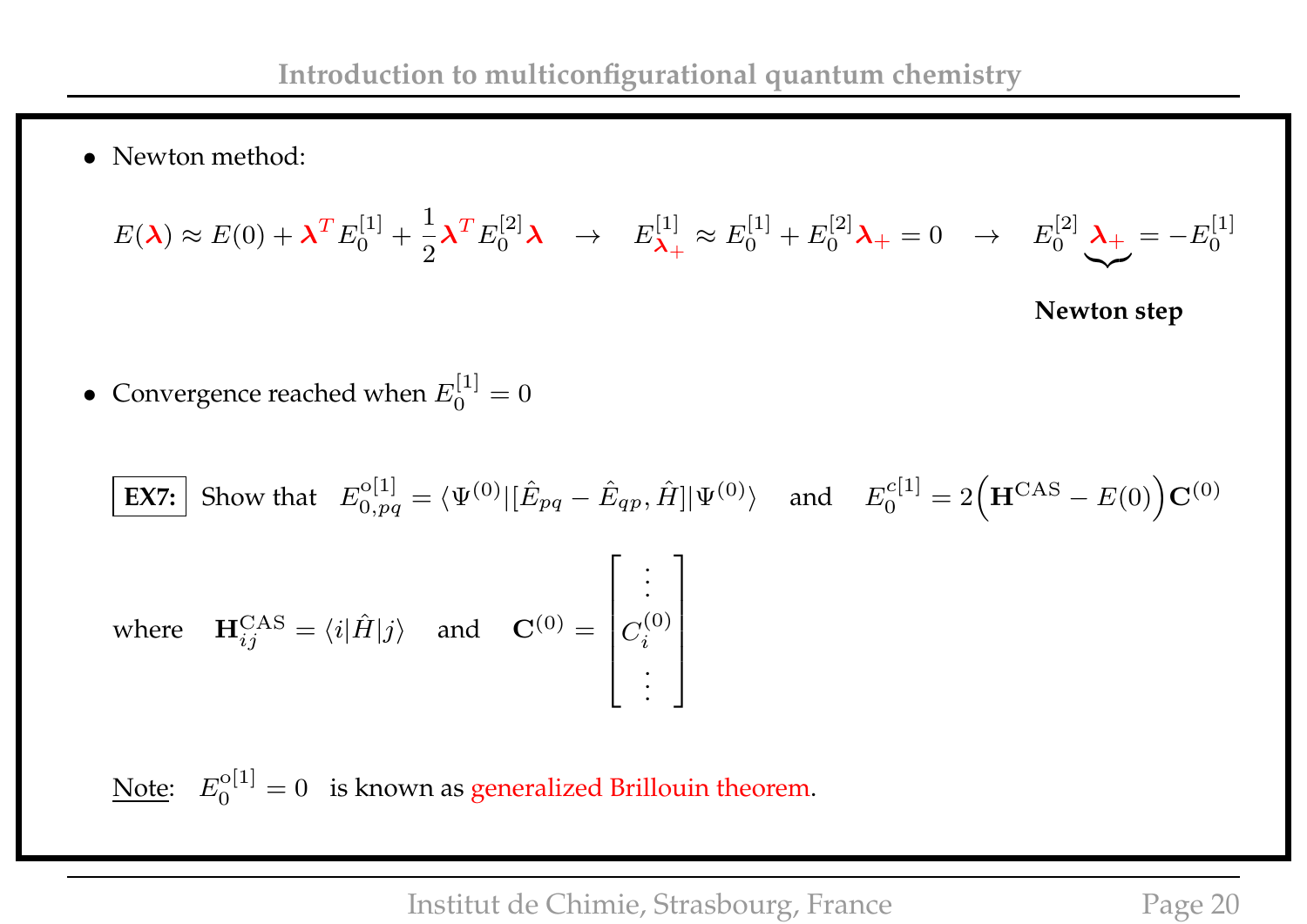- Newton method:

$$E(\boldsymbol{\lambda}) \approx E(0) + \boldsymbol{\lambda}^T E_0^{[1]} + \frac{1}{2}\boldsymbol{\lambda}^T E_0^{[2]} \boldsymbol{\lambda} \quad \rightarrow \quad E_{\boldsymbol{\lambda}_+}^{[1]} \approx E_0^{[1]} + E_0^{[2]} \boldsymbol{\lambda}_+ = 0 \quad \rightarrow \quad E_0^{[2]} \underbrace{\boldsymbol{\lambda}_+} = -E_0^{[1]}$$

**Newton step**

- Convergence reached when $E_0^{[1]} = 0$

**EX7:** Show that $E_{0,pq}^{\text{o}[1]} = \langle \Psi^{(0)} | [\hat{E}_{pq} - \hat{E}_{qp}, \hat{H}] | \Psi^{(0)} \rangle$ and $E_0^{c[1]} = 2\Big(\mathbf{H}^{\text{CAS}} - E(0)\Big)\mathbf{C}^{(0)}$

where $\mathbf{H}_{ij}^{\text{CAS}} = \langle i | \hat{H} | j \rangle$ and $\mathbf{C}^{(0)} = \begin{bmatrix} \vdots \\ C_i^{(0)} \\ \vdots \end{bmatrix}$

Note: $E_0^{\text{o}[1]} = 0$ is known as generalized Brillouin theorem.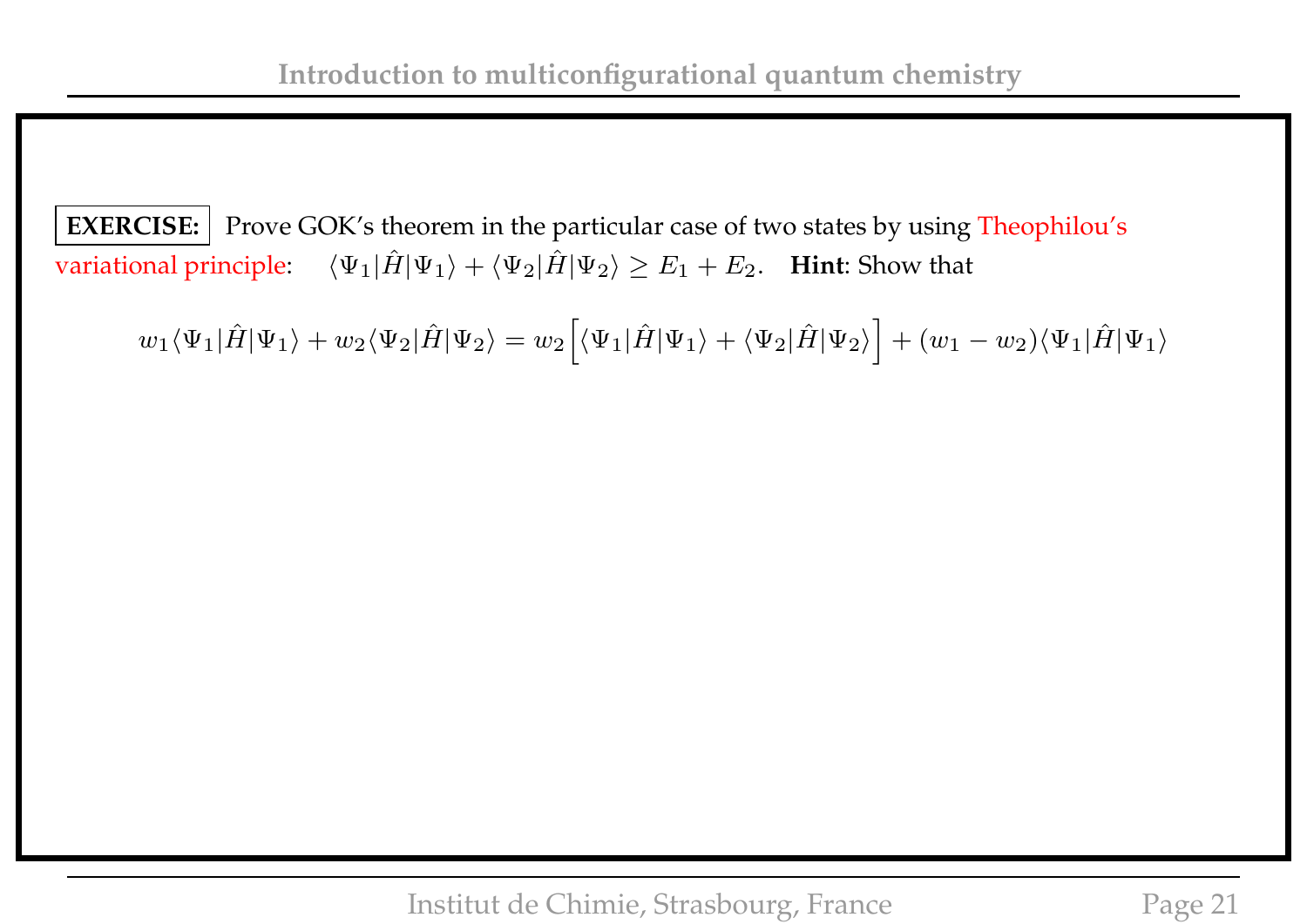**EXERCISE:** Prove GOK's theorem in the particular case of two states by using Theophilou's variational principle: $\langle\Psi_1|\hat{H}|\Psi_1\rangle + \langle\Psi_2|\hat{H}|\Psi_2\rangle \geq E_1 + E_2$. **Hint**: Show that

$$w_1\langle\Psi_1|\hat{H}|\Psi_1\rangle + w_2\langle\Psi_2|\hat{H}|\Psi_2\rangle = w_2\Big[\langle\Psi_1|\hat{H}|\Psi_1\rangle + \langle\Psi_2|\hat{H}|\Psi_2\rangle\Big] + (w_1 - w_2)\langle\Psi_1|\hat{H}|\Psi_1\rangle$$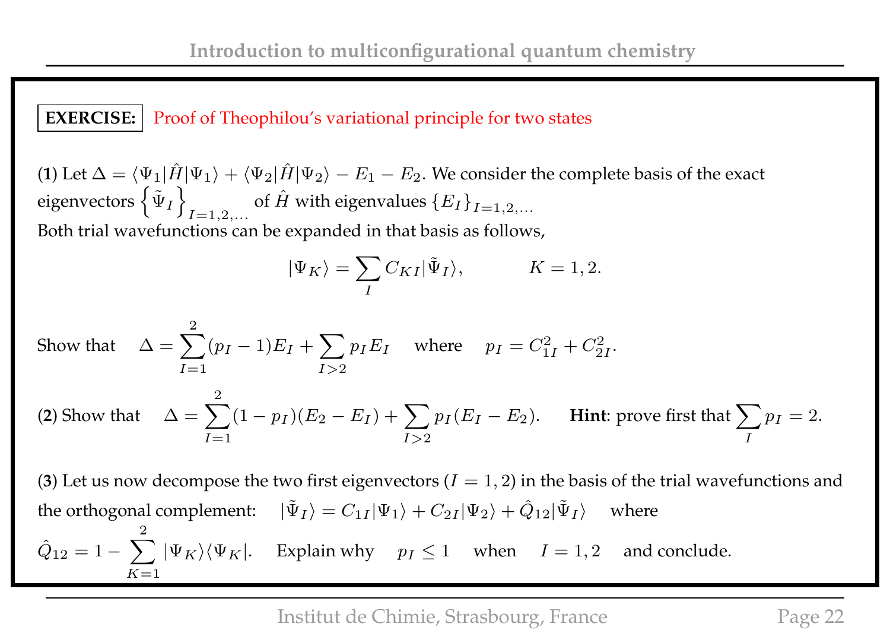**EXERCISE:** Proof of Theophilou's variational principle for two states

(**1**) Let $\Delta = \langle\Psi_1|\hat{H}|\Psi_1\rangle + \langle\Psi_2|\hat{H}|\Psi_2\rangle - E_1 - E_2$. We consider the complete basis of the exact eigenvectors $\left\{\tilde{\Psi}_I\right\}_{I=1,2,\ldots}$ of $\hat{H}$ with eigenvalues $\{E_I\}_{I=1,2,\ldots}$

Both trial wavefunctions can be expanded in that basis as follows,

$$|\Psi_K\rangle = \sum_I C_{KI}|\tilde{\Psi}_I\rangle, \qquad K = 1, 2.$$

Show that $\quad \Delta = \displaystyle\sum_{I=1}^{2}(p_I - 1)E_I + \sum_{I>2} p_I E_I \quad$ where $\quad p_I = C_{1I}^2 + C_{2I}^2.$

(**2**) Show that $\quad \Delta = \displaystyle\sum_{I=1}^{2}(1 - p_I)(E_2 - E_I) + \sum_{I>2} p_I(E_I - E_2).\quad$ **Hint**: prove first that $\displaystyle\sum_I p_I = 2.$

(**3**) Let us now decompose the two first eigenvectors ($I = 1, 2$) in the basis of the trial wavefunctions and the orthogonal complement: $\quad |\tilde{\Psi}_I\rangle = C_{1I}|\Psi_1\rangle + C_{2I}|\Psi_2\rangle + \hat{Q}_{12}|\tilde{\Psi}_I\rangle \quad$ where

$\hat{Q}_{12} = 1 - \displaystyle\sum_{K=1}^{2}|\Psi_K\rangle\langle\Psi_K|.\quad$ Explain why $\quad p_I \leq 1 \quad$ when $\quad I = 1, 2 \quad$ and conclude.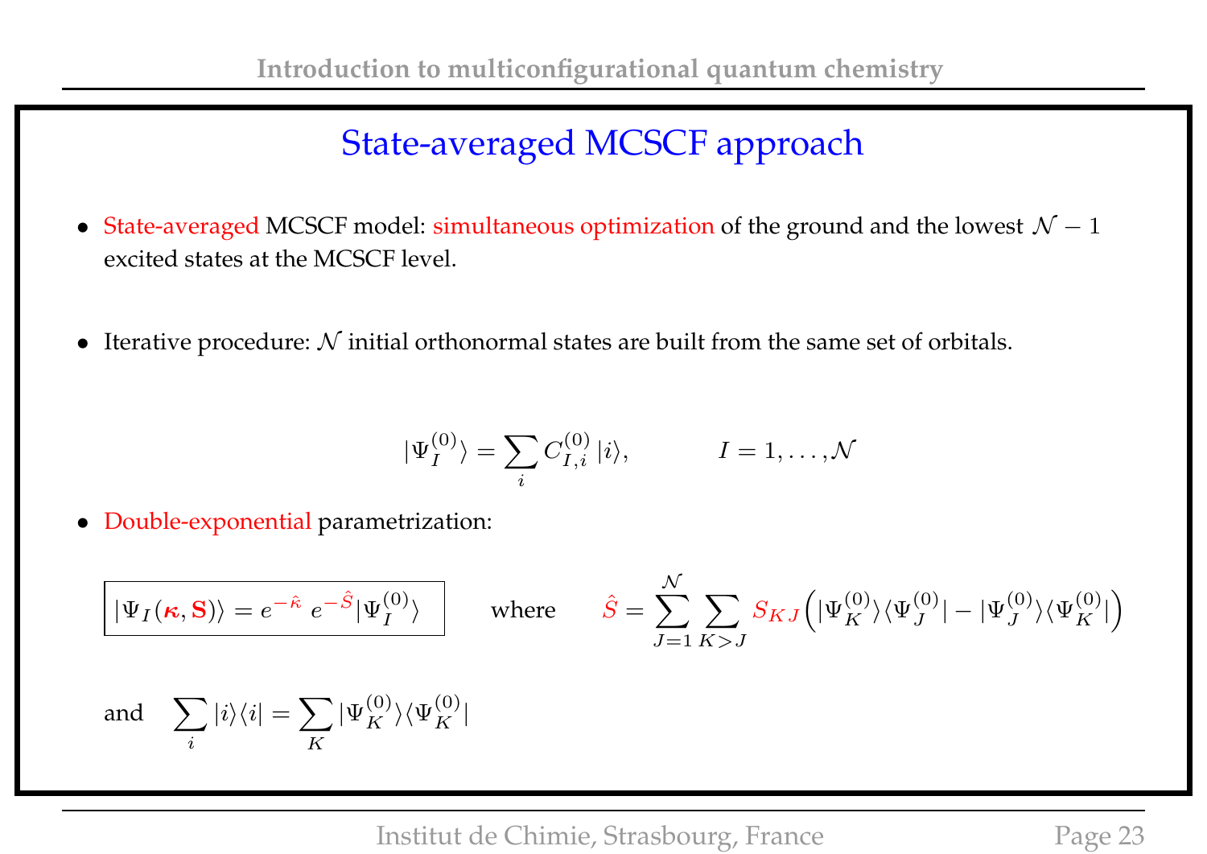## State-averaged MCSCF approach

- State-averaged MCSCF model: simultaneous optimization of the ground and the lowest $\mathcal{N}-1$ excited states at the MCSCF level.

- Iterative procedure: $\mathcal{N}$ initial orthonormal states are built from the same set of orbitals.

$$|\Psi_I^{(0)}\rangle = \sum_i C_{I,i}^{(0)}\, |i\rangle, \qquad\qquad I = 1, \ldots, \mathcal{N}$$

- Double-exponential parametrization:

$$\boxed{|\Psi_I(\boldsymbol{\kappa}, \mathbf{S})\rangle = e^{-\hat{\kappa}}\; e^{-\hat{S}}|\Psi_I^{(0)}\rangle} \qquad \text{where} \qquad \hat{S} = \sum_{J=1}^{\mathcal{N}} \sum_{K>J} S_{KJ} \Big( |\Psi_K^{(0)}\rangle\langle\Psi_J^{(0)}| - |\Psi_J^{(0)}\rangle\langle\Psi_K^{(0)}| \Big)$$

and $\displaystyle \sum_i |i\rangle\langle i| = \sum_K |\Psi_K^{(0)}\rangle\langle\Psi_K^{(0)}|$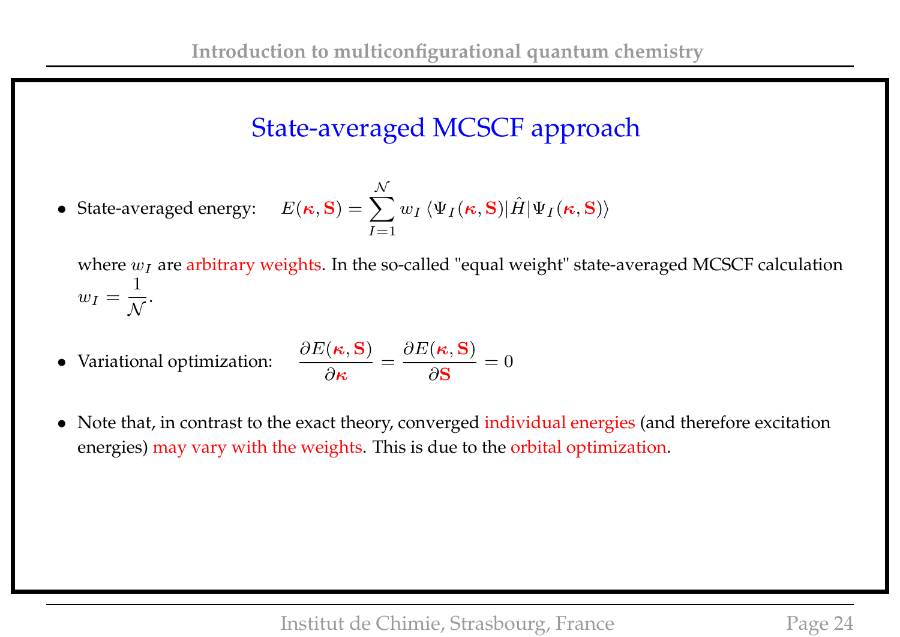## State-averaged MCSCF approach

- State-averaged energy: $E(\boldsymbol{\kappa}, \mathbf{S}) = \sum_{I=1}^{\mathcal{N}} w_I \langle \Psi_I(\boldsymbol{\kappa}, \mathbf{S}) | \hat{H} | \Psi_I(\boldsymbol{\kappa}, \mathbf{S}) \rangle$

  where $w_I$ are arbitrary weights. In the so-called "equal weight" state-averaged MCSCF calculation $w_I = \dfrac{1}{\mathcal{N}}$.

- Variational optimization: $\dfrac{\partial E(\boldsymbol{\kappa}, \mathbf{S})}{\partial \boldsymbol{\kappa}} = \dfrac{\partial E(\boldsymbol{\kappa}, \mathbf{S})}{\partial \mathbf{S}} = 0$

- Note that, in contrast to the exact theory, converged individual energies (and therefore excitation energies) may vary with the weights. This is due to the orbital optimization.